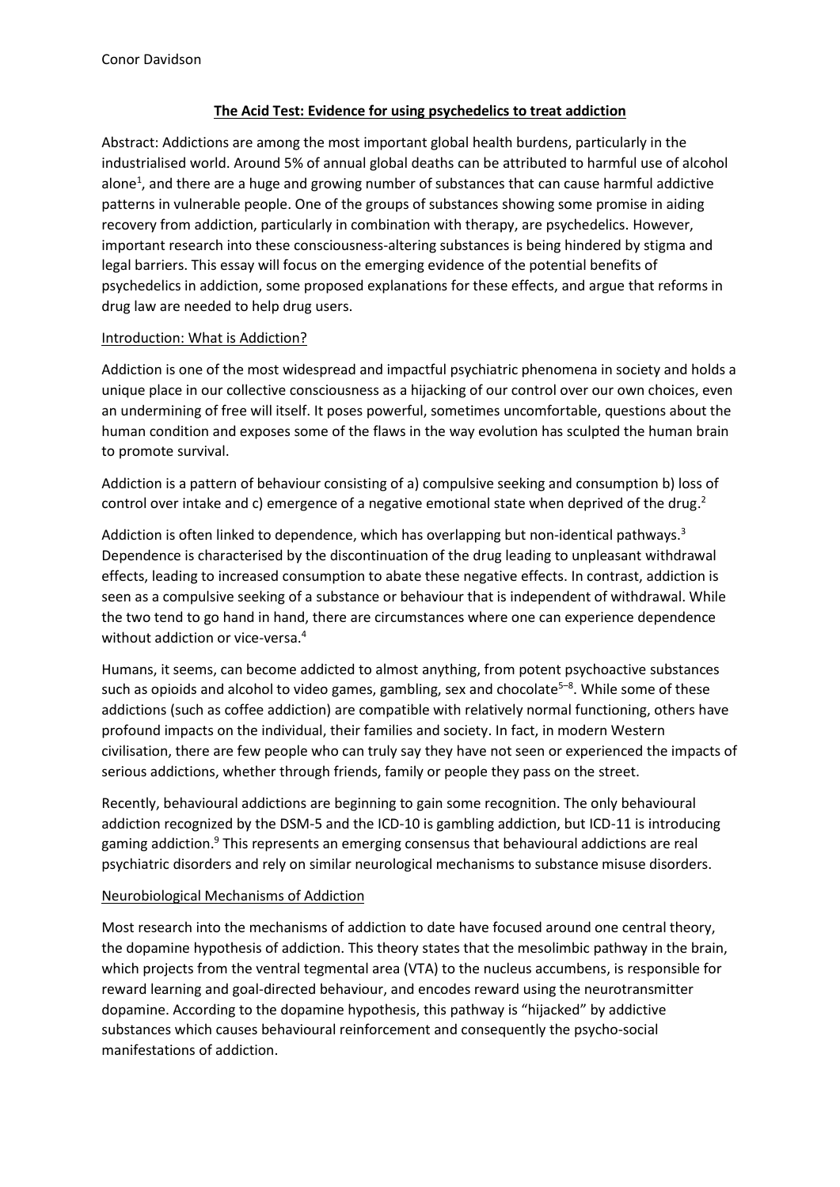Conor Davidson

## The Acid Test: Evidence for using psychedelics to treat addiction

Abstract: Addictions are among the most important global health burdens, particularly in the industrialised world. Around 5% of annual global deaths can be attributed to harmful use of alcohol alone[1], and there are a huge and growing number of substances that can cause harmful addictive patterns in vulnerable people. One of the groups of substances showing some promise in aiding recovery from addiction, particularly in combination with therapy, are psychedelics. However, important research into these consciousness-altering substances is being hindered by stigma and legal barriers. This essay will focus on the emerging evidence of the potential benefits of psychedelics in addiction, some proposed explanations for these effects, and argue that reforms in drug law are needed to help drug users.

### Introduction: What is Addiction?

Addiction is one of the most widespread and impactful psychiatric phenomena in society and holds a unique place in our collective consciousness as a hijacking of our control over our own choices, even an undermining of free will itself. It poses powerful, sometimes uncomfortable, questions about the human condition and exposes some of the flaws in the way evolution has sculpted the human brain to promote survival.

Addiction is a pattern of behaviour consisting of a) compulsive seeking and consumption b) loss of control over intake and c) emergence of a negative emotional state when deprived of the drug.[2]

Addiction is often linked to dependence, which has overlapping but non-identical pathways.[3] Dependence is characterised by the discontinuation of the drug leading to unpleasant withdrawal effects, leading to increased consumption to abate these negative effects. In contrast, addiction is seen as a compulsive seeking of a substance or behaviour that is independent of withdrawal. While the two tend to go hand in hand, there are circumstances where one can experience dependence without addiction or vice-versa.[4]

Humans, it seems, can become addicted to almost anything, from potent psychoactive substances such as opioids and alcohol to video games, gambling, sex and chocolate[5–8]. While some of these addictions (such as coffee addiction) are compatible with relatively normal functioning, others have profound impacts on the individual, their families and society. In fact, in modern Western civilisation, there are few people who can truly say they have not seen or experienced the impacts of serious addictions, whether through friends, family or people they pass on the street.

Recently, behavioural addictions are beginning to gain some recognition. The only behavioural addiction recognized by the DSM-5 and the ICD-10 is gambling addiction, but ICD-11 is introducing gaming addiction.[9] This represents an emerging consensus that behavioural addictions are real psychiatric disorders and rely on similar neurological mechanisms to substance misuse disorders.

### Neurobiological Mechanisms of Addiction

Most research into the mechanisms of addiction to date have focused around one central theory, the dopamine hypothesis of addiction. This theory states that the mesolimbic pathway in the brain, which projects from the ventral tegmental area (VTA) to the nucleus accumbens, is responsible for reward learning and goal-directed behaviour, and encodes reward using the neurotransmitter dopamine. According to the dopamine hypothesis, this pathway is "hijacked" by addictive substances which causes behavioural reinforcement and consequently the psycho-social manifestations of addiction.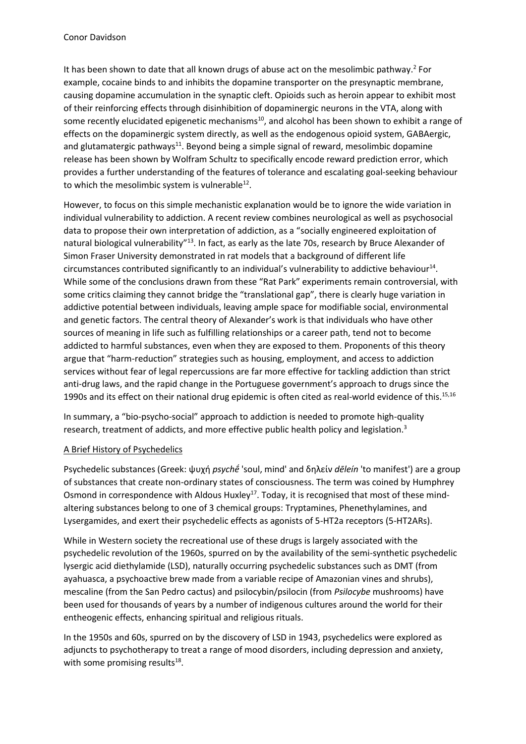It has been shown to date that all known drugs of abuse act on the mesolimbic pathway.[2] For example, cocaine binds to and inhibits the dopamine transporter on the presynaptic membrane, causing dopamine accumulation in the synaptic cleft. Opioids such as heroin appear to exhibit most of their reinforcing effects through disinhibition of dopaminergic neurons in the VTA, along with some recently elucidated epigenetic mechanisms[10], and alcohol has been shown to exhibit a range of effects on the dopaminergic system directly, as well as the endogenous opioid system, GABAergic, and glutamatergic pathways[11]. Beyond being a simple signal of reward, mesolimbic dopamine release has been shown by Wolfram Schultz to specifically encode reward prediction error, which provides a further understanding of the features of tolerance and escalating goal-seeking behaviour to which the mesolimbic system is vulnerable[12].

However, to focus on this simple mechanistic explanation would be to ignore the wide variation in individual vulnerability to addiction. A recent review combines neurological as well as psychosocial data to propose their own interpretation of addiction, as a "socially engineered exploitation of natural biological vulnerability"[13]. In fact, as early as the late 70s, research by Bruce Alexander of Simon Fraser University demonstrated in rat models that a background of different life circumstances contributed significantly to an individual's vulnerability to addictive behaviour[14]. While some of the conclusions drawn from these "Rat Park" experiments remain controversial, with some critics claiming they cannot bridge the "translational gap", there is clearly huge variation in addictive potential between individuals, leaving ample space for modifiable social, environmental and genetic factors. The central theory of Alexander's work is that individuals who have other sources of meaning in life such as fulfilling relationships or a career path, tend not to become addicted to harmful substances, even when they are exposed to them. Proponents of this theory argue that "harm-reduction" strategies such as housing, employment, and access to addiction services without fear of legal repercussions are far more effective for tackling addiction than strict anti-drug laws, and the rapid change in the Portuguese government's approach to drugs since the 1990s and its effect on their national drug epidemic is often cited as real-world evidence of this.[15,16]

In summary, a "bio-psycho-social" approach to addiction is needed to promote high-quality research, treatment of addicts, and more effective public health policy and legislation.[3]

## A Brief History of Psychedelics

Psychedelic substances (Greek: ψυχή *psychḗ* 'soul, mind' and δηλείν *dēleín* 'to manifest') are a group of substances that create non-ordinary states of consciousness. The term was coined by Humphrey Osmond in correspondence with Aldous Huxley[17]. Today, it is recognised that most of these mind-altering substances belong to one of 3 chemical groups: Tryptamines, Phenethylamines, and Lysergamides, and exert their psychedelic effects as agonists of 5-HT2a receptors (5-HT2ARs).

While in Western society the recreational use of these drugs is largely associated with the psychedelic revolution of the 1960s, spurred on by the availability of the semi-synthetic psychedelic lysergic acid diethylamide (LSD), naturally occurring psychedelic substances such as DMT (from ayahuasca, a psychoactive brew made from a variable recipe of Amazonian vines and shrubs), mescaline (from the San Pedro cactus) and psilocybin/psilocin (from *Psilocybe* mushrooms) have been used for thousands of years by a number of indigenous cultures around the world for their entheogenic effects, enhancing spiritual and religious rituals.

In the 1950s and 60s, spurred on by the discovery of LSD in 1943, psychedelics were explored as adjuncts to psychotherapy to treat a range of mood disorders, including depression and anxiety, with some promising results[18].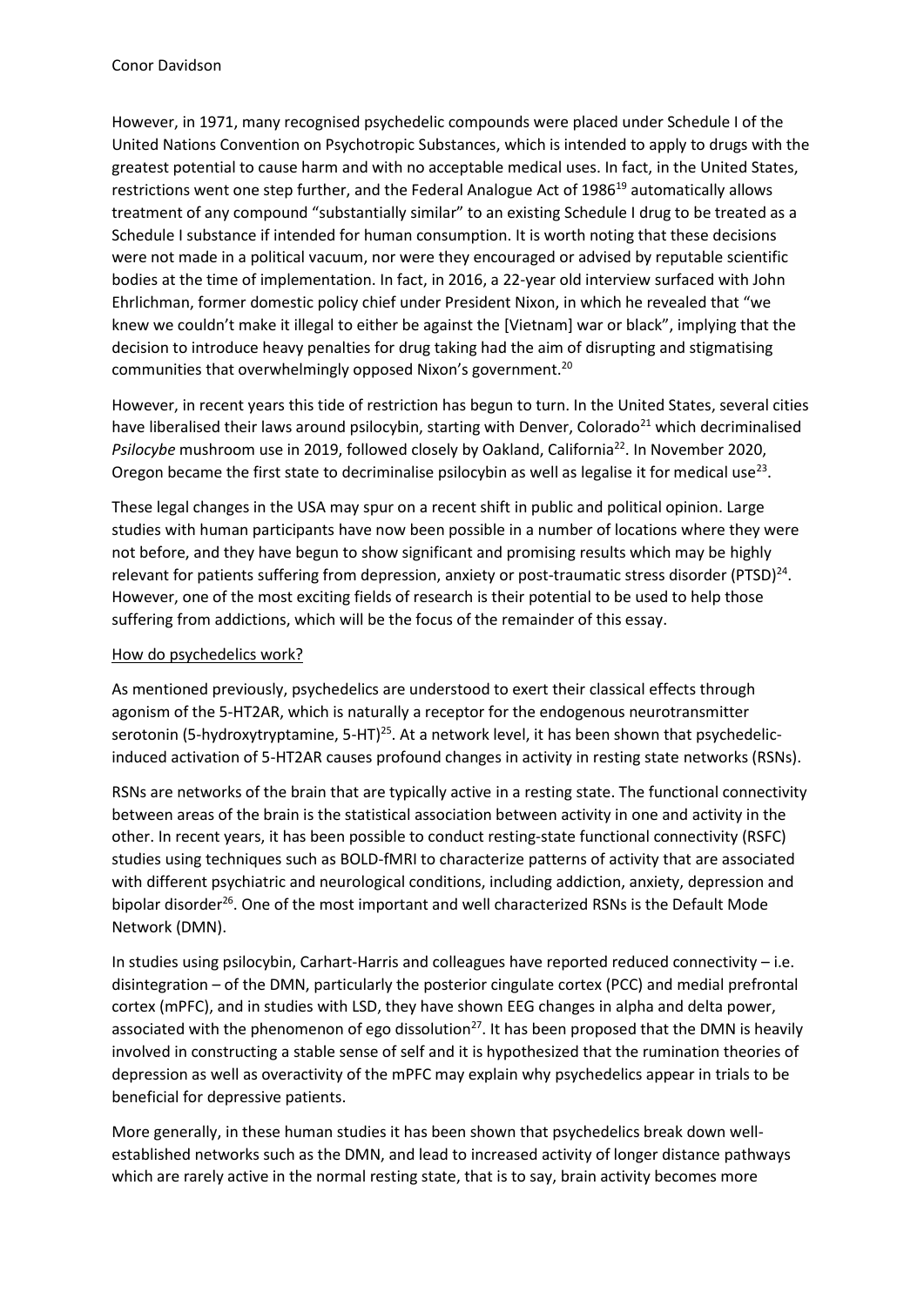However, in 1971, many recognised psychedelic compounds were placed under Schedule I of the United Nations Convention on Psychotropic Substances, which is intended to apply to drugs with the greatest potential to cause harm and with no acceptable medical uses. In fact, in the United States, restrictions went one step further, and the Federal Analogue Act of 1986[19] automatically allows treatment of any compound "substantially similar" to an existing Schedule I drug to be treated as a Schedule I substance if intended for human consumption. It is worth noting that these decisions were not made in a political vacuum, nor were they encouraged or advised by reputable scientific bodies at the time of implementation. In fact, in 2016, a 22-year old interview surfaced with John Ehrlichman, former domestic policy chief under President Nixon, in which he revealed that "we knew we couldn't make it illegal to either be against the [Vietnam] war or black", implying that the decision to introduce heavy penalties for drug taking had the aim of disrupting and stigmatising communities that overwhelmingly opposed Nixon's government.[20]

However, in recent years this tide of restriction has begun to turn. In the United States, several cities have liberalised their laws around psilocybin, starting with Denver, Colorado[21] which decriminalised *Psilocybe* mushroom use in 2019, followed closely by Oakland, California[22]. In November 2020, Oregon became the first state to decriminalise psilocybin as well as legalise it for medical use[23].

These legal changes in the USA may spur on a recent shift in public and political opinion. Large studies with human participants have now been possible in a number of locations where they were not before, and they have begun to show significant and promising results which may be highly relevant for patients suffering from depression, anxiety or post-traumatic stress disorder (PTSD)[24]. However, one of the most exciting fields of research is their potential to be used to help those suffering from addictions, which will be the focus of the remainder of this essay.

## How do psychedelics work?

As mentioned previously, psychedelics are understood to exert their classical effects through agonism of the 5-HT2AR, which is naturally a receptor for the endogenous neurotransmitter serotonin (5-hydroxytryptamine, 5-HT)[25]. At a network level, it has been shown that psychedelic-induced activation of 5-HT2AR causes profound changes in activity in resting state networks (RSNs).

RSNs are networks of the brain that are typically active in a resting state. The functional connectivity between areas of the brain is the statistical association between activity in one and activity in the other. In recent years, it has been possible to conduct resting-state functional connectivity (RSFC) studies using techniques such as BOLD-fMRI to characterize patterns of activity that are associated with different psychiatric and neurological conditions, including addiction, anxiety, depression and bipolar disorder[26]. One of the most important and well characterized RSNs is the Default Mode Network (DMN).

In studies using psilocybin, Carhart-Harris and colleagues have reported reduced connectivity – i.e. disintegration – of the DMN, particularly the posterior cingulate cortex (PCC) and medial prefrontal cortex (mPFC), and in studies with LSD, they have shown EEG changes in alpha and delta power, associated with the phenomenon of ego dissolution[27]. It has been proposed that the DMN is heavily involved in constructing a stable sense of self and it is hypothesized that the rumination theories of depression as well as overactivity of the mPFC may explain why psychedelics appear in trials to be beneficial for depressive patients.

More generally, in these human studies it has been shown that psychedelics break down well-established networks such as the DMN, and lead to increased activity of longer distance pathways which are rarely active in the normal resting state, that is to say, brain activity becomes more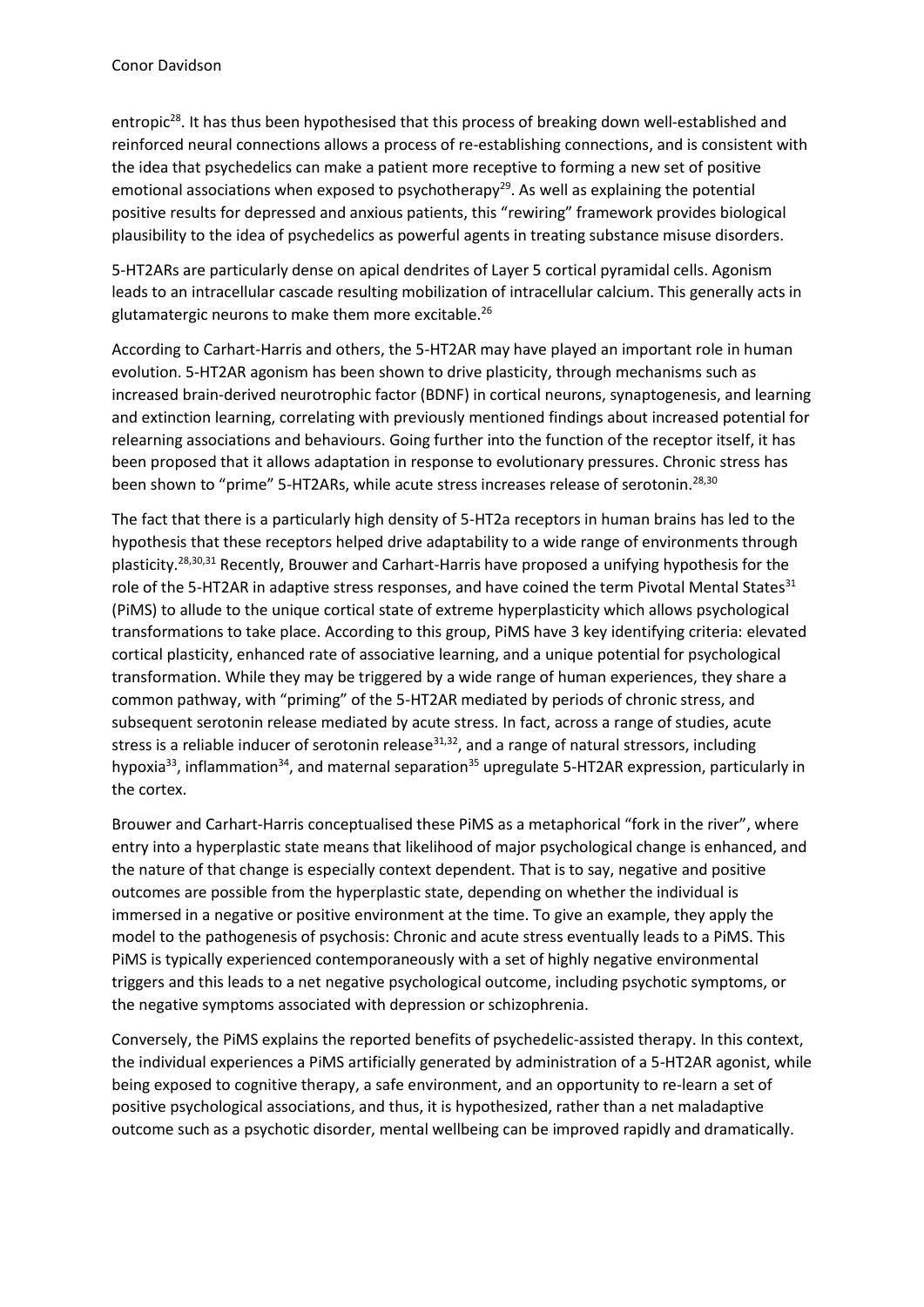entropic[28]. It has thus been hypothesised that this process of breaking down well-established and reinforced neural connections allows a process of re-establishing connections, and is consistent with the idea that psychedelics can make a patient more receptive to forming a new set of positive emotional associations when exposed to psychotherapy[29]. As well as explaining the potential positive results for depressed and anxious patients, this "rewiring" framework provides biological plausibility to the idea of psychedelics as powerful agents in treating substance misuse disorders.

5-HT2ARs are particularly dense on apical dendrites of Layer 5 cortical pyramidal cells. Agonism leads to an intracellular cascade resulting mobilization of intracellular calcium. This generally acts in glutamatergic neurons to make them more excitable.[26]

According to Carhart-Harris and others, the 5-HT2AR may have played an important role in human evolution. 5-HT2AR agonism has been shown to drive plasticity, through mechanisms such as increased brain-derived neurotrophic factor (BDNF) in cortical neurons, synaptogenesis, and learning and extinction learning, correlating with previously mentioned findings about increased potential for relearning associations and behaviours. Going further into the function of the receptor itself, it has been proposed that it allows adaptation in response to evolutionary pressures. Chronic stress has been shown to "prime" 5-HT2ARs, while acute stress increases release of serotonin.[28,30]

The fact that there is a particularly high density of 5-HT2a receptors in human brains has led to the hypothesis that these receptors helped drive adaptability to a wide range of environments through plasticity.[28,30,31] Recently, Brouwer and Carhart-Harris have proposed a unifying hypothesis for the role of the 5-HT2AR in adaptive stress responses, and have coined the term Pivotal Mental States[31] (PiMS) to allude to the unique cortical state of extreme hyperplasticity which allows psychological transformations to take place. According to this group, PiMS have 3 key identifying criteria: elevated cortical plasticity, enhanced rate of associative learning, and a unique potential for psychological transformation. While they may be triggered by a wide range of human experiences, they share a common pathway, with "priming" of the 5-HT2AR mediated by periods of chronic stress, and subsequent serotonin release mediated by acute stress. In fact, across a range of studies, acute stress is a reliable inducer of serotonin release[31,32], and a range of natural stressors, including hypoxia[33], inflammation[34], and maternal separation[35] upregulate 5-HT2AR expression, particularly in the cortex.

Brouwer and Carhart-Harris conceptualised these PiMS as a metaphorical "fork in the river", where entry into a hyperplastic state means that likelihood of major psychological change is enhanced, and the nature of that change is especially context dependent. That is to say, negative and positive outcomes are possible from the hyperplastic state, depending on whether the individual is immersed in a negative or positive environment at the time. To give an example, they apply the model to the pathogenesis of psychosis: Chronic and acute stress eventually leads to a PiMS. This PiMS is typically experienced contemporaneously with a set of highly negative environmental triggers and this leads to a net negative psychological outcome, including psychotic symptoms, or the negative symptoms associated with depression or schizophrenia.

Conversely, the PiMS explains the reported benefits of psychedelic-assisted therapy. In this context, the individual experiences a PiMS artificially generated by administration of a 5-HT2AR agonist, while being exposed to cognitive therapy, a safe environment, and an opportunity to re-learn a set of positive psychological associations, and thus, it is hypothesized, rather than a net maladaptive outcome such as a psychotic disorder, mental wellbeing can be improved rapidly and dramatically.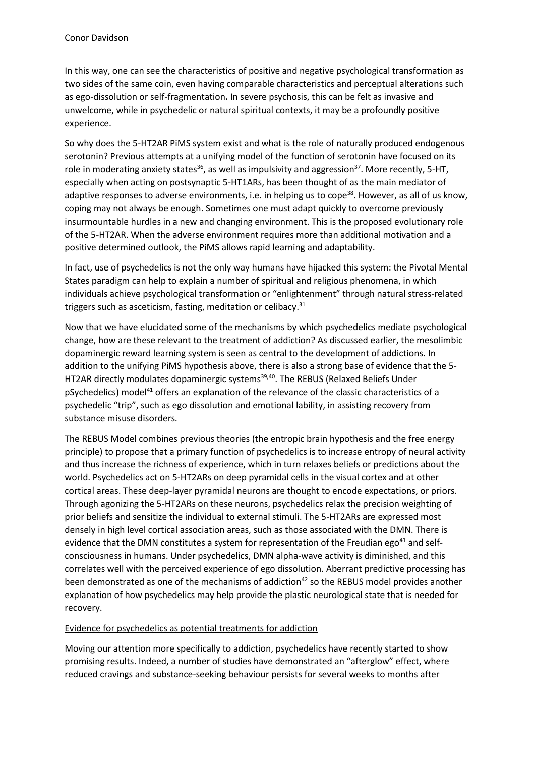In this way, one can see the characteristics of positive and negative psychological transformation as two sides of the same coin, even having comparable characteristics and perceptual alterations such as ego-dissolution or self-fragmentation**.** In severe psychosis, this can be felt as invasive and unwelcome, while in psychedelic or natural spiritual contexts, it may be a profoundly positive experience.

So why does the 5-HT2AR PiMS system exist and what is the role of naturally produced endogenous serotonin? Previous attempts at a unifying model of the function of serotonin have focused on its role in moderating anxiety states[36], as well as impulsivity and aggression[37]. More recently, 5-HT, especially when acting on postsynaptic 5-HT1ARs, has been thought of as the main mediator of adaptive responses to adverse environments, i.e. in helping us to cope[38]. However, as all of us know, coping may not always be enough. Sometimes one must adapt quickly to overcome previously insurmountable hurdles in a new and changing environment. This is the proposed evolutionary role of the 5-HT2AR. When the adverse environment requires more than additional motivation and a positive determined outlook, the PiMS allows rapid learning and adaptability.

In fact, use of psychedelics is not the only way humans have hijacked this system: the Pivotal Mental States paradigm can help to explain a number of spiritual and religious phenomena, in which individuals achieve psychological transformation or "enlightenment" through natural stress-related triggers such as asceticism, fasting, meditation or celibacy.[31]

Now that we have elucidated some of the mechanisms by which psychedelics mediate psychological change, how are these relevant to the treatment of addiction? As discussed earlier, the mesolimbic dopaminergic reward learning system is seen as central to the development of addictions. In addition to the unifying PiMS hypothesis above, there is also a strong base of evidence that the 5-HT2AR directly modulates dopaminergic systems[39,40]. The REBUS (Relaxed Beliefs Under pSychedelics) model[41] offers an explanation of the relevance of the classic characteristics of a psychedelic "trip", such as ego dissolution and emotional lability, in assisting recovery from substance misuse disorders.

The REBUS Model combines previous theories (the entropic brain hypothesis and the free energy principle) to propose that a primary function of psychedelics is to increase entropy of neural activity and thus increase the richness of experience, which in turn relaxes beliefs or predictions about the world. Psychedelics act on 5-HT2ARs on deep pyramidal cells in the visual cortex and at other cortical areas. These deep-layer pyramidal neurons are thought to encode expectations, or priors. Through agonizing the 5-HT2ARs on these neurons, psychedelics relax the precision weighting of prior beliefs and sensitize the individual to external stimuli. The 5-HT2ARs are expressed most densely in high level cortical association areas, such as those associated with the DMN. There is evidence that the DMN constitutes a system for representation of the Freudian ego[41] and self-consciousness in humans. Under psychedelics, DMN alpha-wave activity is diminished, and this correlates well with the perceived experience of ego dissolution. Aberrant predictive processing has been demonstrated as one of the mechanisms of addiction[42] so the REBUS model provides another explanation of how psychedelics may help provide the plastic neurological state that is needed for recovery.

<u>Evidence for psychedelics as potential treatments for addiction</u>

Moving our attention more specifically to addiction, psychedelics have recently started to show promising results. Indeed, a number of studies have demonstrated an "afterglow" effect, where reduced cravings and substance-seeking behaviour persists for several weeks to months after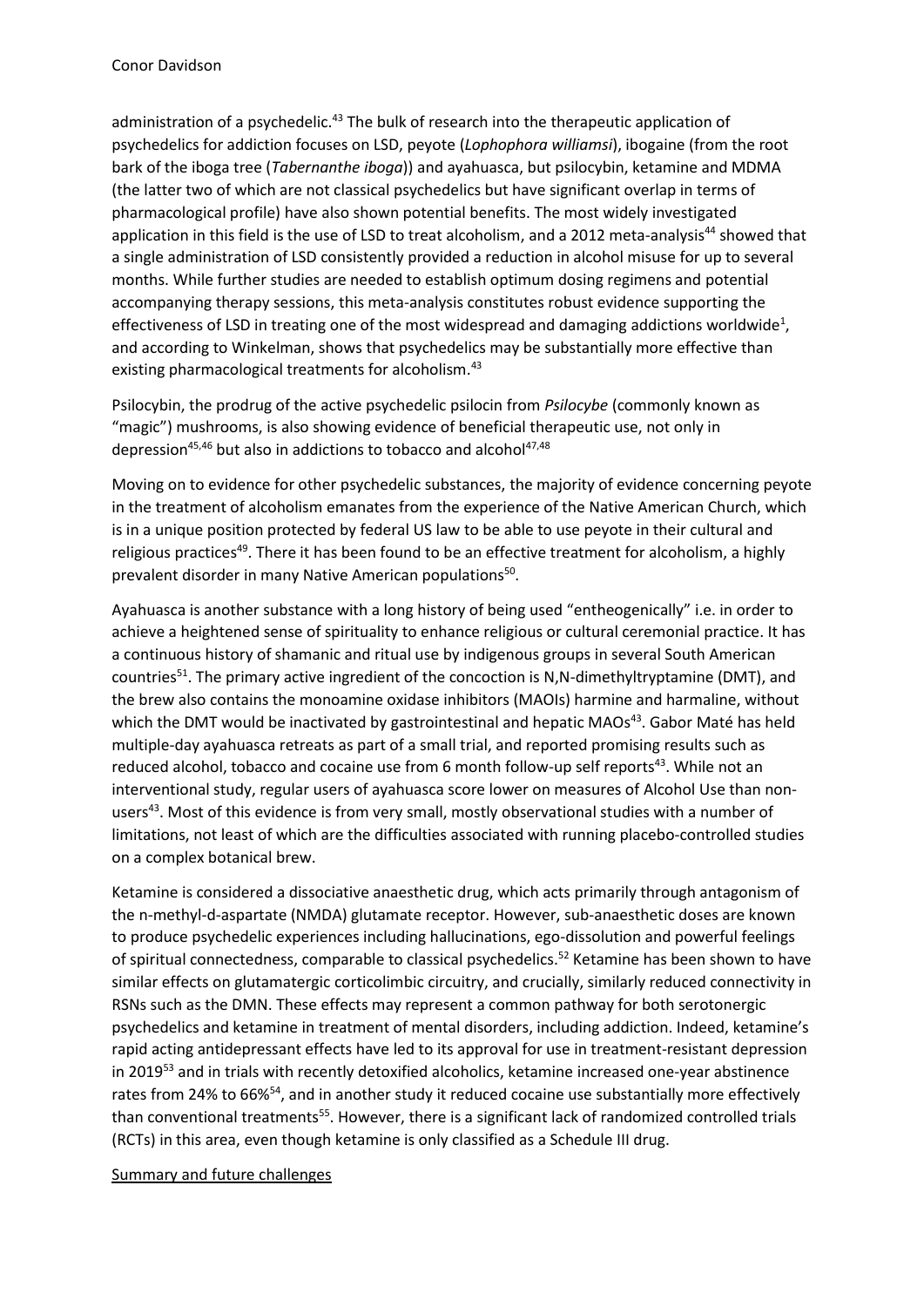administration of a psychedelic.[43] The bulk of research into the therapeutic application of psychedelics for addiction focuses on LSD, peyote (*Lophophora williamsi*), ibogaine (from the root bark of the iboga tree (*Tabernanthe iboga*)) and ayahuasca, but psilocybin, ketamine and MDMA (the latter two of which are not classical psychedelics but have significant overlap in terms of pharmacological profile) have also shown potential benefits. The most widely investigated application in this field is the use of LSD to treat alcoholism, and a 2012 meta-analysis[44] showed that a single administration of LSD consistently provided a reduction in alcohol misuse for up to several months. While further studies are needed to establish optimum dosing regimens and potential accompanying therapy sessions, this meta-analysis constitutes robust evidence supporting the effectiveness of LSD in treating one of the most widespread and damaging addictions worldwide[1], and according to Winkelman, shows that psychedelics may be substantially more effective than existing pharmacological treatments for alcoholism.[43]

Psilocybin, the prodrug of the active psychedelic psilocin from *Psilocybe* (commonly known as "magic") mushrooms, is also showing evidence of beneficial therapeutic use, not only in depression[45,46] but also in addictions to tobacco and alcohol[47,48]

Moving on to evidence for other psychedelic substances, the majority of evidence concerning peyote in the treatment of alcoholism emanates from the experience of the Native American Church, which is in a unique position protected by federal US law to be able to use peyote in their cultural and religious practices[49]. There it has been found to be an effective treatment for alcoholism, a highly prevalent disorder in many Native American populations[50].

Ayahuasca is another substance with a long history of being used "entheogenically" i.e. in order to achieve a heightened sense of spirituality to enhance religious or cultural ceremonial practice. It has a continuous history of shamanic and ritual use by indigenous groups in several South American countries[51]. The primary active ingredient of the concoction is N,N-dimethyltryptamine (DMT), and the brew also contains the monoamine oxidase inhibitors (MAOIs) harmine and harmaline, without which the DMT would be inactivated by gastrointestinal and hepatic MAOs[43]. Gabor Maté has held multiple-day ayahuasca retreats as part of a small trial, and reported promising results such as reduced alcohol, tobacco and cocaine use from 6 month follow-up self reports[43]. While not an interventional study, regular users of ayahuasca score lower on measures of Alcohol Use than non-users[43]. Most of this evidence is from very small, mostly observational studies with a number of limitations, not least of which are the difficulties associated with running placebo-controlled studies on a complex botanical brew.

Ketamine is considered a dissociative anaesthetic drug, which acts primarily through antagonism of the n-methyl-d-aspartate (NMDA) glutamate receptor. However, sub-anaesthetic doses are known to produce psychedelic experiences including hallucinations, ego-dissolution and powerful feelings of spiritual connectedness, comparable to classical psychedelics.[52] Ketamine has been shown to have similar effects on glutamatergic corticolimbic circuitry, and crucially, similarly reduced connectivity in RSNs such as the DMN. These effects may represent a common pathway for both serotonergic psychedelics and ketamine in treatment of mental disorders, including addiction. Indeed, ketamine's rapid acting antidepressant effects have led to its approval for use in treatment-resistant depression in 2019[53] and in trials with recently detoxified alcoholics, ketamine increased one-year abstinence rates from 24% to 66%[54], and in another study it reduced cocaine use substantially more effectively than conventional treatments[55]. However, there is a significant lack of randomized controlled trials (RCTs) in this area, even though ketamine is only classified as a Schedule III drug.

## Summary and future challenges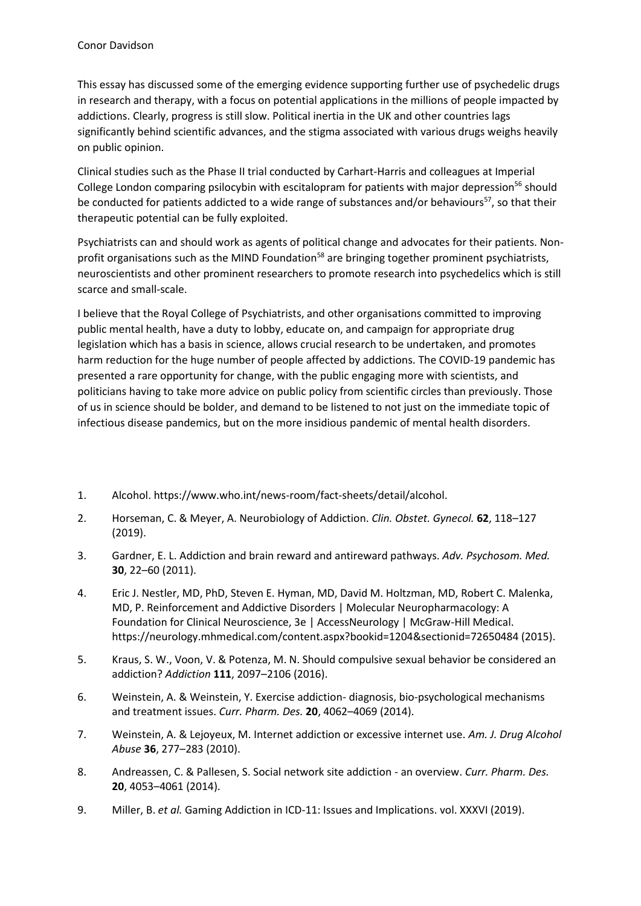This essay has discussed some of the emerging evidence supporting further use of psychedelic drugs in research and therapy, with a focus on potential applications in the millions of people impacted by addictions. Clearly, progress is still slow. Political inertia in the UK and other countries lags significantly behind scientific advances, and the stigma associated with various drugs weighs heavily on public opinion.

Clinical studies such as the Phase II trial conducted by Carhart-Harris and colleagues at Imperial College London comparing psilocybin with escitalopram for patients with major depression[56] should be conducted for patients addicted to a wide range of substances and/or behaviours[57], so that their therapeutic potential can be fully exploited.

Psychiatrists can and should work as agents of political change and advocates for their patients. Non-profit organisations such as the MIND Foundation[58] are bringing together prominent psychiatrists, neuroscientists and other prominent researchers to promote research into psychedelics which is still scarce and small-scale.

I believe that the Royal College of Psychiatrists, and other organisations committed to improving public mental health, have a duty to lobby, educate on, and campaign for appropriate drug legislation which has a basis in science, allows crucial research to be undertaken, and promotes harm reduction for the huge number of people affected by addictions. The COVID-19 pandemic has presented a rare opportunity for change, with the public engaging more with scientists, and politicians having to take more advice on public policy from scientific circles than previously. Those of us in science should be bolder, and demand to be listened to not just on the immediate topic of infectious disease pandemics, but on the more insidious pandemic of mental health disorders.

1. Alcohol. https://www.who.int/news-room/fact-sheets/detail/alcohol.
2. Horseman, C. & Meyer, A. Neurobiology of Addiction. *Clin. Obstet. Gynecol.* **62**, 118–127 (2019).
3. Gardner, E. L. Addiction and brain reward and antireward pathways. *Adv. Psychosom. Med.* **30**, 22–60 (2011).
4. Eric J. Nestler, MD, PhD, Steven E. Hyman, MD, David M. Holtzman, MD, Robert C. Malenka, MD, P. Reinforcement and Addictive Disorders | Molecular Neuropharmacology: A Foundation for Clinical Neuroscience, 3e | AccessNeurology | McGraw-Hill Medical. https://neurology.mhmedical.com/content.aspx?bookid=1204&sectionid=72650484 (2015).
5. Kraus, S. W., Voon, V. & Potenza, M. N. Should compulsive sexual behavior be considered an addiction? *Addiction* **111**, 2097–2106 (2016).
6. Weinstein, A. & Weinstein, Y. Exercise addiction- diagnosis, bio-psychological mechanisms and treatment issues. *Curr. Pharm. Des.* **20**, 4062–4069 (2014).
7. Weinstein, A. & Lejoyeux, M. Internet addiction or excessive internet use. *Am. J. Drug Alcohol Abuse* **36**, 277–283 (2010).
8. Andreassen, C. & Pallesen, S. Social network site addiction - an overview. *Curr. Pharm. Des.* **20**, 4053–4061 (2014).
9. Miller, B. *et al.* Gaming Addiction in ICD-11: Issues and Implications. vol. XXXVI (2019).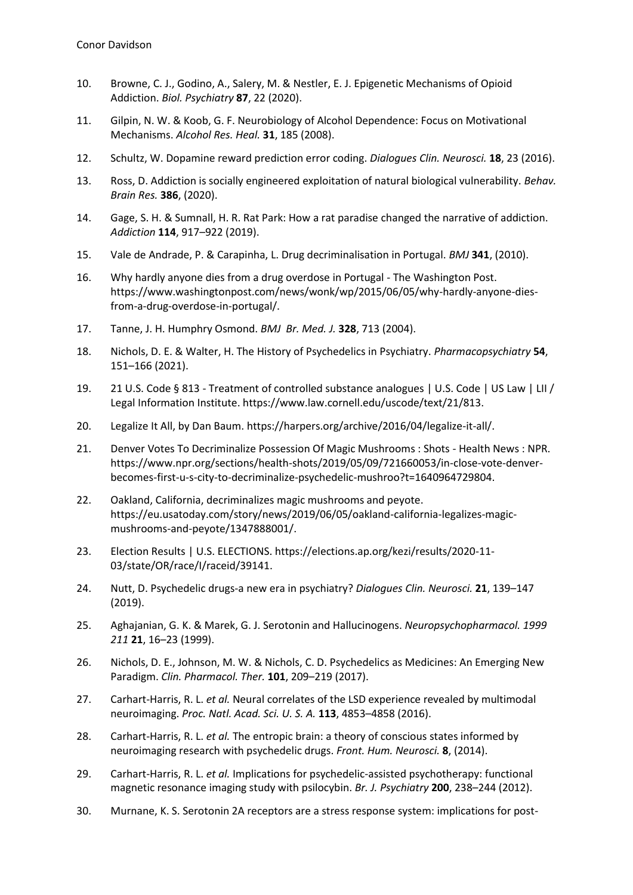10. Browne, C. J., Godino, A., Salery, M. & Nestler, E. J. Epigenetic Mechanisms of Opioid Addiction. *Biol. Psychiatry* **87**, 22 (2020).

11. Gilpin, N. W. & Koob, G. F. Neurobiology of Alcohol Dependence: Focus on Motivational Mechanisms. *Alcohol Res. Heal.* **31**, 185 (2008).

12. Schultz, W. Dopamine reward prediction error coding. *Dialogues Clin. Neurosci.* **18**, 23 (2016).

13. Ross, D. Addiction is socially engineered exploitation of natural biological vulnerability. *Behav. Brain Res.* **386**, (2020).

14. Gage, S. H. & Sumnall, H. R. Rat Park: How a rat paradise changed the narrative of addiction. *Addiction* **114**, 917–922 (2019).

15. Vale de Andrade, P. & Carapinha, L. Drug decriminalisation in Portugal. *BMJ* **341**, (2010).

16. Why hardly anyone dies from a drug overdose in Portugal - The Washington Post. https://www.washingtonpost.com/news/wonk/wp/2015/06/05/why-hardly-anyone-dies-from-a-drug-overdose-in-portugal/.

17. Tanne, J. H. Humphry Osmond. *BMJ Br. Med. J.* **328**, 713 (2004).

18. Nichols, D. E. & Walter, H. The History of Psychedelics in Psychiatry. *Pharmacopsychiatry* **54**, 151–166 (2021).

19. 21 U.S. Code § 813 - Treatment of controlled substance analogues | U.S. Code | US Law | LII / Legal Information Institute. https://www.law.cornell.edu/uscode/text/21/813.

20. Legalize It All, by Dan Baum. https://harpers.org/archive/2016/04/legalize-it-all/.

21. Denver Votes To Decriminalize Possession Of Magic Mushrooms : Shots - Health News : NPR. https://www.npr.org/sections/health-shots/2019/05/09/721660053/in-close-vote-denver-becomes-first-u-s-city-to-decriminalize-psychedelic-mushroo?t=1640964729804.

22. Oakland, California, decriminalizes magic mushrooms and peyote. https://eu.usatoday.com/story/news/2019/06/05/oakland-california-legalizes-magic-mushrooms-and-peyote/1347888001/.

23. Election Results | U.S. ELECTIONS. https://elections.ap.org/kezi/results/2020-11-03/state/OR/race/I/raceid/39141.

24. Nutt, D. Psychedelic drugs-a new era in psychiatry? *Dialogues Clin. Neurosci.* **21**, 139–147 (2019).

25. Aghajanian, G. K. & Marek, G. J. Serotonin and Hallucinogens. *Neuropsychopharmacol. 1999 211* **21**, 16–23 (1999).

26. Nichols, D. E., Johnson, M. W. & Nichols, C. D. Psychedelics as Medicines: An Emerging New Paradigm. *Clin. Pharmacol. Ther.* **101**, 209–219 (2017).

27. Carhart-Harris, R. L. *et al.* Neural correlates of the LSD experience revealed by multimodal neuroimaging. *Proc. Natl. Acad. Sci. U. S. A.* **113**, 4853–4858 (2016).

28. Carhart-Harris, R. L. *et al.* The entropic brain: a theory of conscious states informed by neuroimaging research with psychedelic drugs. *Front. Hum. Neurosci.* **8**, (2014).

29. Carhart-Harris, R. L. *et al.* Implications for psychedelic-assisted psychotherapy: functional magnetic resonance imaging study with psilocybin. *Br. J. Psychiatry* **200**, 238–244 (2012).

30. Murnane, K. S. Serotonin 2A receptors are a stress response system: implications for post-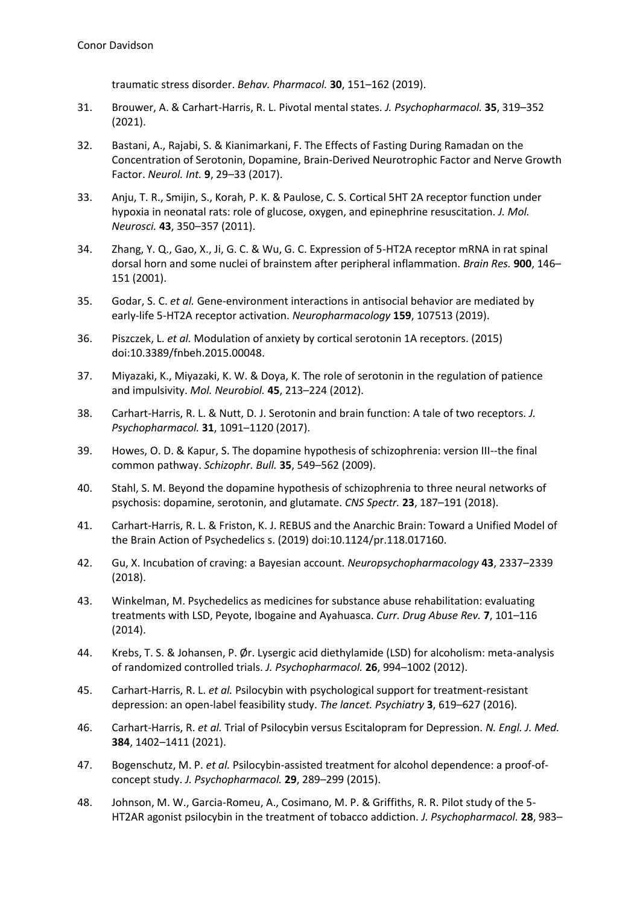traumatic stress disorder. *Behav. Pharmacol.* **30**, 151–162 (2019).

31. Brouwer, A. & Carhart-Harris, R. L. Pivotal mental states. *J. Psychopharmacol.* **35**, 319–352 (2021).

32. Bastani, A., Rajabi, S. & Kianimarkani, F. The Effects of Fasting During Ramadan on the Concentration of Serotonin, Dopamine, Brain-Derived Neurotrophic Factor and Nerve Growth Factor. *Neurol. Int.* **9**, 29–33 (2017).

33. Anju, T. R., Smijin, S., Korah, P. K. & Paulose, C. S. Cortical 5HT 2A receptor function under hypoxia in neonatal rats: role of glucose, oxygen, and epinephrine resuscitation. *J. Mol. Neurosci.* **43**, 350–357 (2011).

34. Zhang, Y. Q., Gao, X., Ji, G. C. & Wu, G. C. Expression of 5-HT2A receptor mRNA in rat spinal dorsal horn and some nuclei of brainstem after peripheral inflammation. *Brain Res.* **900**, 146–151 (2001).

35. Godar, S. C. *et al.* Gene-environment interactions in antisocial behavior are mediated by early-life 5-HT2A receptor activation. *Neuropharmacology* **159**, 107513 (2019).

36. Piszczek, L. *et al.* Modulation of anxiety by cortical serotonin 1A receptors. (2015) doi:10.3389/fnbeh.2015.00048.

37. Miyazaki, K., Miyazaki, K. W. & Doya, K. The role of serotonin in the regulation of patience and impulsivity. *Mol. Neurobiol.* **45**, 213–224 (2012).

38. Carhart-Harris, R. L. & Nutt, D. J. Serotonin and brain function: A tale of two receptors. *J. Psychopharmacol.* **31**, 1091–1120 (2017).

39. Howes, O. D. & Kapur, S. The dopamine hypothesis of schizophrenia: version III--the final common pathway. *Schizophr. Bull.* **35**, 549–562 (2009).

40. Stahl, S. M. Beyond the dopamine hypothesis of schizophrenia to three neural networks of psychosis: dopamine, serotonin, and glutamate. *CNS Spectr.* **23**, 187–191 (2018).

41. Carhart-Harris, R. L. & Friston, K. J. REBUS and the Anarchic Brain: Toward a Unified Model of the Brain Action of Psychedelics s. (2019) doi:10.1124/pr.118.017160.

42. Gu, X. Incubation of craving: a Bayesian account. *Neuropsychopharmacology* **43**, 2337–2339 (2018).

43. Winkelman, M. Psychedelics as medicines for substance abuse rehabilitation: evaluating treatments with LSD, Peyote, Ibogaine and Ayahuasca. *Curr. Drug Abuse Rev.* **7**, 101–116 (2014).

44. Krebs, T. S. & Johansen, P. Ør. Lysergic acid diethylamide (LSD) for alcoholism: meta-analysis of randomized controlled trials. *J. Psychopharmacol.* **26**, 994–1002 (2012).

45. Carhart-Harris, R. L. *et al.* Psilocybin with psychological support for treatment-resistant depression: an open-label feasibility study. *The lancet. Psychiatry* **3**, 619–627 (2016).

46. Carhart-Harris, R. *et al.* Trial of Psilocybin versus Escitalopram for Depression. *N. Engl. J. Med.* **384**, 1402–1411 (2021).

47. Bogenschutz, M. P. *et al.* Psilocybin-assisted treatment for alcohol dependence: a proof-of-concept study. *J. Psychopharmacol.* **29**, 289–299 (2015).

48. Johnson, M. W., Garcia-Romeu, A., Cosimano, M. P. & Griffiths, R. R. Pilot study of the 5-HT2AR agonist psilocybin in the treatment of tobacco addiction. *J. Psychopharmacol.* **28**, 983–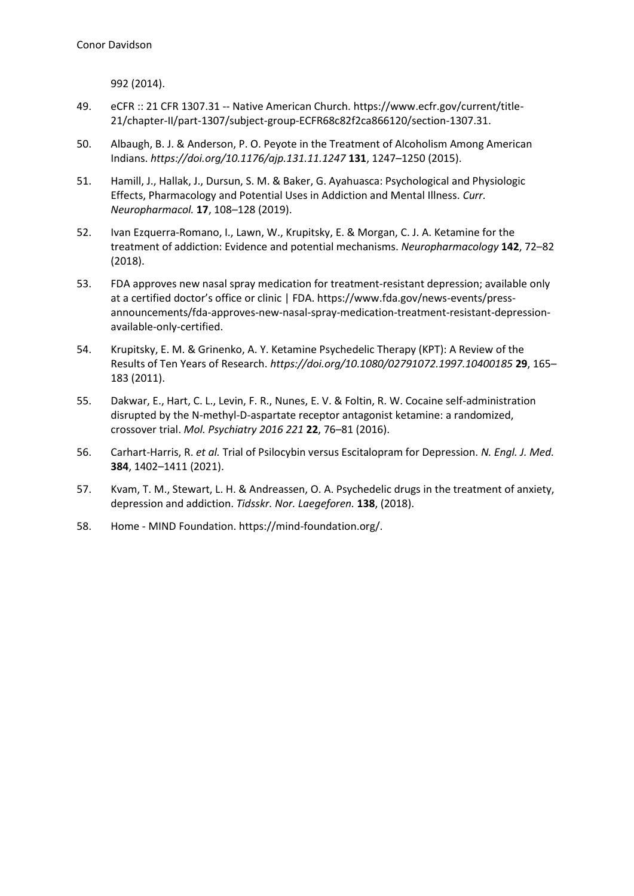992 (2014).

49. eCFR :: 21 CFR 1307.31 -- Native American Church. https://www.ecfr.gov/current/title-21/chapter-II/part-1307/subject-group-ECFR68c82f2ca866120/section-1307.31.

50. Albaugh, B. J. & Anderson, P. O. Peyote in the Treatment of Alcoholism Among American Indians. *https://doi.org/10.1176/ajp.131.11.1247* **131**, 1247–1250 (2015).

51. Hamill, J., Hallak, J., Dursun, S. M. & Baker, G. Ayahuasca: Psychological and Physiologic Effects, Pharmacology and Potential Uses in Addiction and Mental Illness. *Curr. Neuropharmacol.* **17**, 108–128 (2019).

52. Ivan Ezquerra-Romano, I., Lawn, W., Krupitsky, E. & Morgan, C. J. A. Ketamine for the treatment of addiction: Evidence and potential mechanisms. *Neuropharmacology* **142**, 72–82 (2018).

53. FDA approves new nasal spray medication for treatment-resistant depression; available only at a certified doctor's office or clinic | FDA. https://www.fda.gov/news-events/press-announcements/fda-approves-new-nasal-spray-medication-treatment-resistant-depression-available-only-certified.

54. Krupitsky, E. M. & Grinenko, A. Y. Ketamine Psychedelic Therapy (KPT): A Review of the Results of Ten Years of Research. *https://doi.org/10.1080/02791072.1997.10400185* **29**, 165–183 (2011).

55. Dakwar, E., Hart, C. L., Levin, F. R., Nunes, E. V. & Foltin, R. W. Cocaine self-administration disrupted by the N-methyl-D-aspartate receptor antagonist ketamine: a randomized, crossover trial. *Mol. Psychiatry 2016 221* **22**, 76–81 (2016).

56. Carhart-Harris, R. *et al.* Trial of Psilocybin versus Escitalopram for Depression. *N. Engl. J. Med.* **384**, 1402–1411 (2021).

57. Kvam, T. M., Stewart, L. H. & Andreassen, O. A. Psychedelic drugs in the treatment of anxiety, depression and addiction. *Tidsskr. Nor. Laegeforen.* **138**, (2018).

58. Home - MIND Foundation. https://mind-foundation.org/.